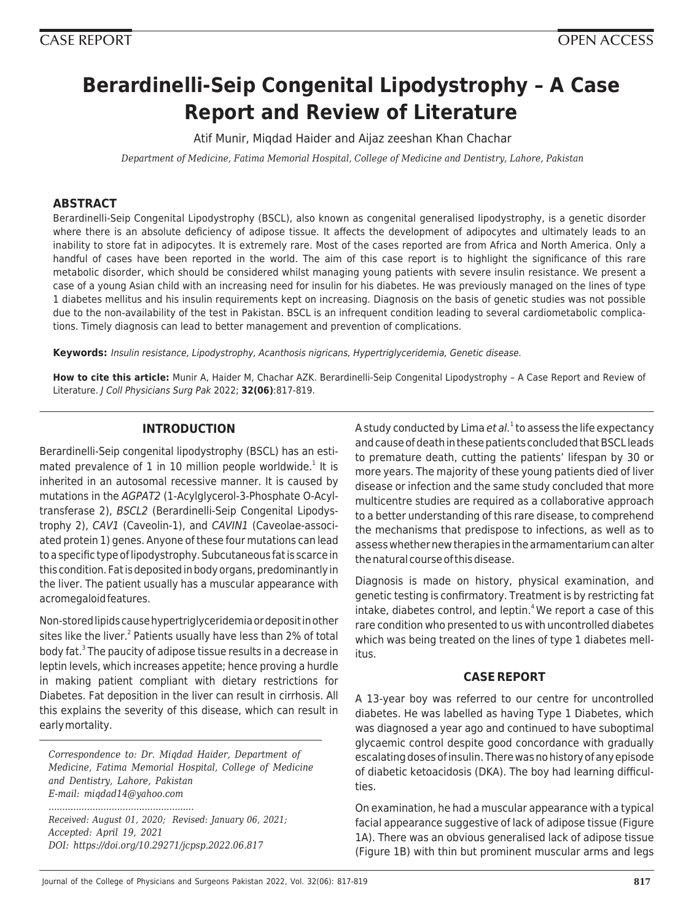CASE REPORT | OPEN ACCESS

# Berardinelli-Seip Congenital Lipodystrophy – A Case Report and Review of Literature

Atif Munir, Miqdad Haider and Aijaz zeeshan Khan Chachar

*Department of Medicine, Fatima Memorial Hospital, College of Medicine and Dentistry, Lahore, Pakistan*

## ABSTRACT

Berardinelli-Seip Congenital Lipodystrophy (BSCL), also known as congenital generalised lipodystrophy, is a genetic disorder where there is an absolute deficiency of adipose tissue. It affects the development of adipocytes and ultimately leads to an inability to store fat in adipocytes. It is extremely rare. Most of the cases reported are from Africa and North America. Only a handful of cases have been reported in the world. The aim of this case report is to highlight the significance of this rare metabolic disorder, which should be considered whilst managing young patients with severe insulin resistance. We present a case of a young Asian child with an increasing need for insulin for his diabetes. He was previously managed on the lines of type 1 diabetes mellitus and his insulin requirements kept on increasing. Diagnosis on the basis of genetic studies was not possible due to the non-availability of the test in Pakistan. BSCL is an infrequent condition leading to several cardiometabolic complications. Timely diagnosis can lead to better management and prevention of complications.

**Keywords:** *Insulin resistance, Lipodystrophy, Acanthosis nigricans, Hypertriglyceridemia, Genetic disease.*

**How to cite this article:** Munir A, Haider M, Chachar AZK. Berardinelli-Seip Congenital Lipodystrophy – A Case Report and Review of Literature. *J Coll Physicians Surg Pak* 2022; **32(06)**:817-819.

## INTRODUCTION

Berardinelli-Seip congenital lipodystrophy (BSCL) has an estimated prevalence of 1 in 10 million people worldwide.[1] It is inherited in an autosomal recessive manner. It is caused by mutations in the *AGPAT2* (1-Acylglycerol-3-Phosphate O-Acyltransferase 2), *BSCL2* (Berardinelli-Seip Congenital Lipodystrophy 2), *CAV1* (Caveolin-1), and *CAVIN1* (Caveolae-associated protein 1) genes. Anyone of these four mutations can lead to a specific type of lipodystrophy. Subcutaneous fat is scarce in this condition. Fat is deposited in body organs, predominantly in the liver. The patient usually has a muscular appearance with acromegaloid features.

Non-stored lipids cause hypertriglyceridemia or deposit in other sites like the liver.[2] Patients usually have less than 2% of total body fat.[3] The paucity of adipose tissue results in a decrease in leptin levels, which increases appetite; hence proving a hurdle in making patient compliant with dietary restrictions for Diabetes. Fat deposition in the liver can result in cirrhosis. All this explains the severity of this disease, which can result in early mortality.

A study conducted by Lima *et al.*[1] to assess the life expectancy and cause of death in these patients concluded that BSCL leads to premature death, cutting the patients' lifespan by 30 or more years. The majority of these young patients died of liver disease or infection and the same study concluded that more multicentre studies are required as a collaborative approach to a better understanding of this rare disease, to comprehend the mechanisms that predispose to infections, as well as to assess whether new therapies in the armamentarium can alter the natural course of this disease.

Diagnosis is made on history, physical examination, and genetic testing is confirmatory. Treatment is by restricting fat intake, diabetes control, and leptin.[4] We report a case of this rare condition who presented to us with uncontrolled diabetes which was being treated on the lines of type 1 diabetes mellitus.

## CASE REPORT

A 13-year boy was referred to our centre for uncontrolled diabetes. He was labelled as having Type 1 Diabetes, which was diagnosed a year ago and continued to have suboptimal glycaemic control despite good concordance with gradually escalating doses of insulin. There was no history of any episode of diabetic ketoacidosis (DKA). The boy had learning difficulties.

On examination, he had a muscular appearance with a typical facial appearance suggestive of lack of adipose tissue (Figure 1A). There was an obvious generalised lack of adipose tissue (Figure 1B) with thin but prominent muscular arms and legs

*Correspondence to: Dr. Miqdad Haider, Department of Medicine, Fatima Memorial Hospital, College of Medicine and Dentistry, Lahore, Pakistan*
*E-mail: miqdad14@yahoo.com*

*Received: August 01, 2020; Revised: January 06, 2021; Accepted: April 19, 2021*
*DOI: https://doi.org/10.29271/jcpsp.2022.06.817*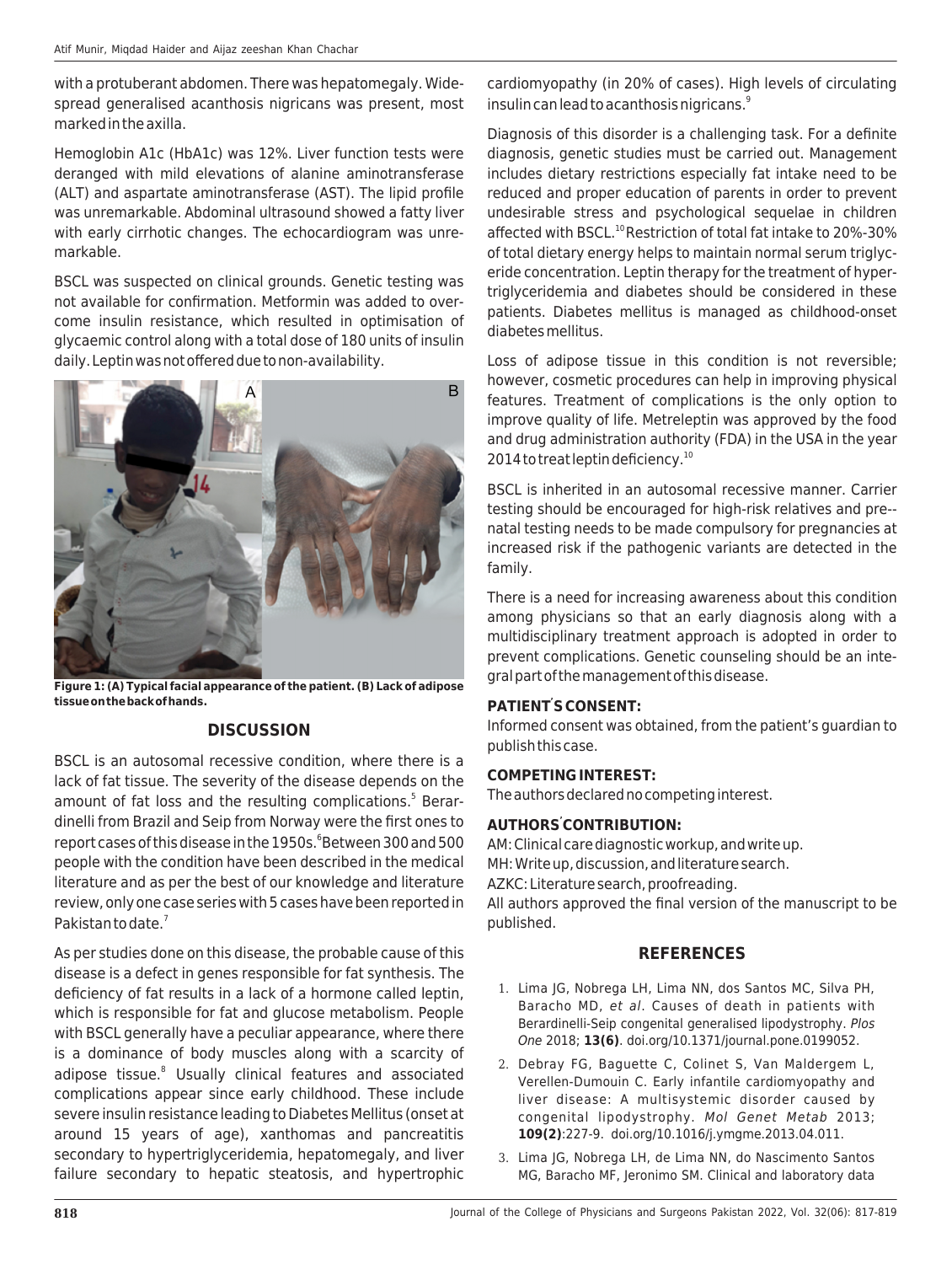with a protuberant abdomen. There was hepatomegaly. Widespread generalised acanthosis nigricans was present, most marked in the axilla.

Hemoglobin A1c (HbA1c) was 12%. Liver function tests were deranged with mild elevations of alanine aminotransferase (ALT) and aspartate aminotransferase (AST). The lipid profile was unremarkable. Abdominal ultrasound showed a fatty liver with early cirrhotic changes. The echocardiogram was unremarkable.

BSCL was suspected on clinical grounds. Genetic testing was not available for confirmation. Metformin was added to overcome insulin resistance, which resulted in optimisation of glycaemic control along with a total dose of 180 units of insulin daily. Leptin was not offered due to non-availability.

**Figure 1: (A) Typical facial appearance of the patient. (B) Lack of adipose tissue on the back of hands.**

## DISCUSSION

BSCL is an autosomal recessive condition, where there is a lack of fat tissue. The severity of the disease depends on the amount of fat loss and the resulting complications.[5] Berardinelli from Brazil and Seip from Norway were the first ones to report cases of this disease in the 1950s.[6] Between 300 and 500 people with the condition have been described in the medical literature and as per the best of our knowledge and literature review, only one case series with 5 cases have been reported in Pakistan to date.[7]

As per studies done on this disease, the probable cause of this disease is a defect in genes responsible for fat synthesis. The deficiency of fat results in a lack of a hormone called leptin, which is responsible for fat and glucose metabolism. People with BSCL generally have a peculiar appearance, where there is a dominance of body muscles along with a scarcity of adipose tissue.[8] Usually clinical features and associated complications appear since early childhood. These include severe insulin resistance leading to Diabetes Mellitus (onset at around 15 years of age), xanthomas and pancreatitis secondary to hypertriglyceridemia, hepatomegaly, and liver failure secondary to hepatic steatosis, and hypertrophic cardiomyopathy (in 20% of cases). High levels of circulating insulin can lead to acanthosis nigricans.[9]

Diagnosis of this disorder is a challenging task. For a definite diagnosis, genetic studies must be carried out. Management includes dietary restrictions especially fat intake need to be reduced and proper education of parents in order to prevent undesirable stress and psychological sequelae in children affected with BSCL.[10] Restriction of total fat intake to 20%-30% of total dietary energy helps to maintain normal serum triglyceride concentration. Leptin therapy for the treatment of hypertriglyceridemia and diabetes should be considered in these patients. Diabetes mellitus is managed as childhood-onset diabetes mellitus.

Loss of adipose tissue in this condition is not reversible; however, cosmetic procedures can help in improving physical features. Treatment of complications is the only option to improve quality of life. Metreleptin was approved by the food and drug administration authority (FDA) in the USA in the year 2014 to treat leptin deficiency.[10]

BSCL is inherited in an autosomal recessive manner. Carrier testing should be encouraged for high-risk relatives and pre-natal testing needs to be made compulsory for pregnancies at increased risk if the pathogenic variants are detected in the family.

There is a need for increasing awareness about this condition among physicians so that an early diagnosis along with a multidisciplinary treatment approach is adopted in order to prevent complications. Genetic counseling should be an integral part of the management of this disease.

**PATIENT'S CONSENT:**

Informed consent was obtained, from the patient's guardian to publish this case.

**COMPETING INTEREST:**

The authors declared no competing interest.

**AUTHORS' CONTRIBUTION:**

AM: Clinical care diagnostic workup, and write up.
MH: Write up, discussion, and literature search.
AZKC: Literature search, proofreading.
All authors approved the final version of the manuscript to be published.

## REFERENCES

1. Lima JG, Nobrega LH, Lima NN, dos Santos MC, Silva PH, Baracho MD, *et al*. Causes of death in patients with Berardinelli-Seip congenital generalised lipodystrophy. *Plos One* 2018; **13(6)**. doi.org/10.1371/journal.pone.0199052.
2. Debray FG, Baguette C, Colinet S, Van Maldergem L, Verellen-Dumouin C. Early infantile cardiomyopathy and liver disease: A multisystemic disorder caused by congenital lipodystrophy. *Mol Genet Metab* 2013; **109(2)**:227-9. doi.org/10.1016/j.ymgme.2013.04.011.
3. Lima JG, Nobrega LH, de Lima NN, do Nascimento Santos MG, Baracho MF, Jeronimo SM. Clinical and laboratory data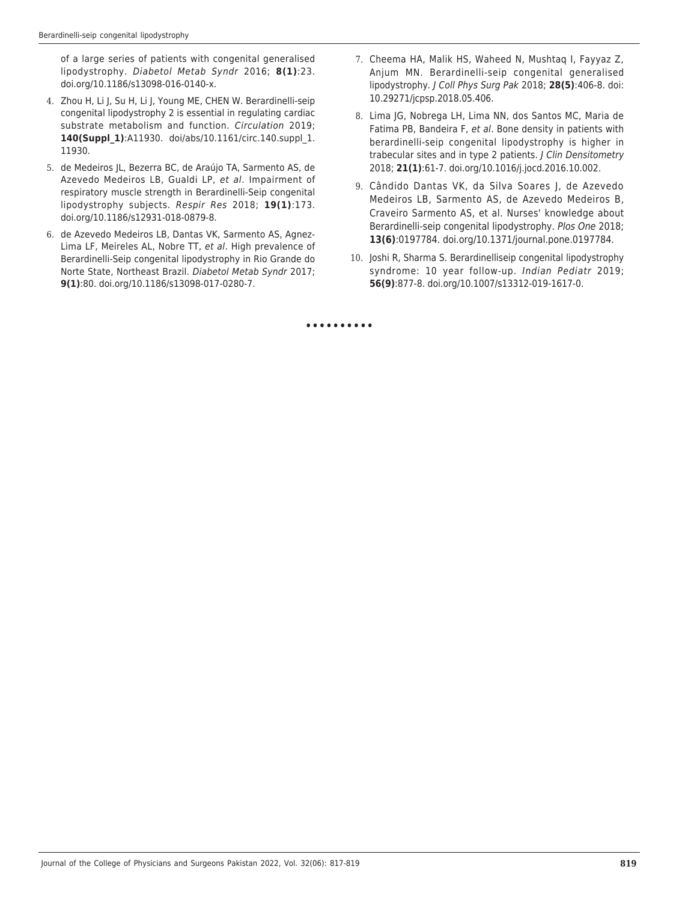of a large series of patients with congenital generalised lipodystrophy. *Diabetol Metab Syndr* 2016; **8(1)**:23. doi.org/10.1186/s13098-016-0140-x.

4. Zhou H, Li J, Su H, Li J, Young ME, CHEN W. Berardinelli-seip congenital lipodystrophy 2 is essential in regulating cardiac substrate metabolism and function. *Circulation* 2019; **140(Suppl_1)**:A11930. doi/abs/10.1161/circ.140.suppl_1.11930.

5. de Medeiros JL, Bezerra BC, de Araújo TA, Sarmento AS, de Azevedo Medeiros LB, Gualdi LP, *et al*. Impairment of respiratory muscle strength in Berardinelli-Seip congenital lipodystrophy subjects. *Respir Res* 2018; **19(1)**:173. doi.org/10.1186/s12931-018-0879-8.

6. de Azevedo Medeiros LB, Dantas VK, Sarmento AS, Agnez-Lima LF, Meireles AL, Nobre TT, *et al*. High prevalence of Berardinelli-Seip congenital lipodystrophy in Rio Grande do Norte State, Northeast Brazil. *Diabetol Metab Syndr* 2017; **9(1)**:80. doi.org/10.1186/s13098-017-0280-7.

7. Cheema HA, Malik HS, Waheed N, Mushtaq I, Fayyaz Z, Anjum MN. Berardinelli-seip congenital generalised lipodystrophy. *J Coll Phys Surg Pak* 2018; **28(5)**:406-8. doi: 10.29271/jcpsp.2018.05.406.

8. Lima JG, Nobrega LH, Lima NN, dos Santos MC, Maria de Fatima PB, Bandeira F, *et al*. Bone density in patients with berardinelli-seip congenital lipodystrophy is higher in trabecular sites and in type 2 patients. *J Clin Densitometry* 2018; **21(1)**:61-7. doi.org/10.1016/j.jocd.2016.10.002.

9. Cândido Dantas VK, da Silva Soares J, de Azevedo Medeiros LB, Sarmento AS, de Azevedo Medeiros B, Craveiro Sarmento AS, et al. Nurses' knowledge about Berardinelli-seip congenital lipodystrophy. *Plos One* 2018; **13(6)**:0197784. doi.org/10.1371/journal.pone.0197784.

10. Joshi R, Sharma S. Berardinelliseip congenital lipodystrophy syndrome: 10 year follow-up. *Indian Pediatr* 2019; **56(9)**:877-8. doi.org/10.1007/s13312-019-1617-0.

• • • • • • • • • •